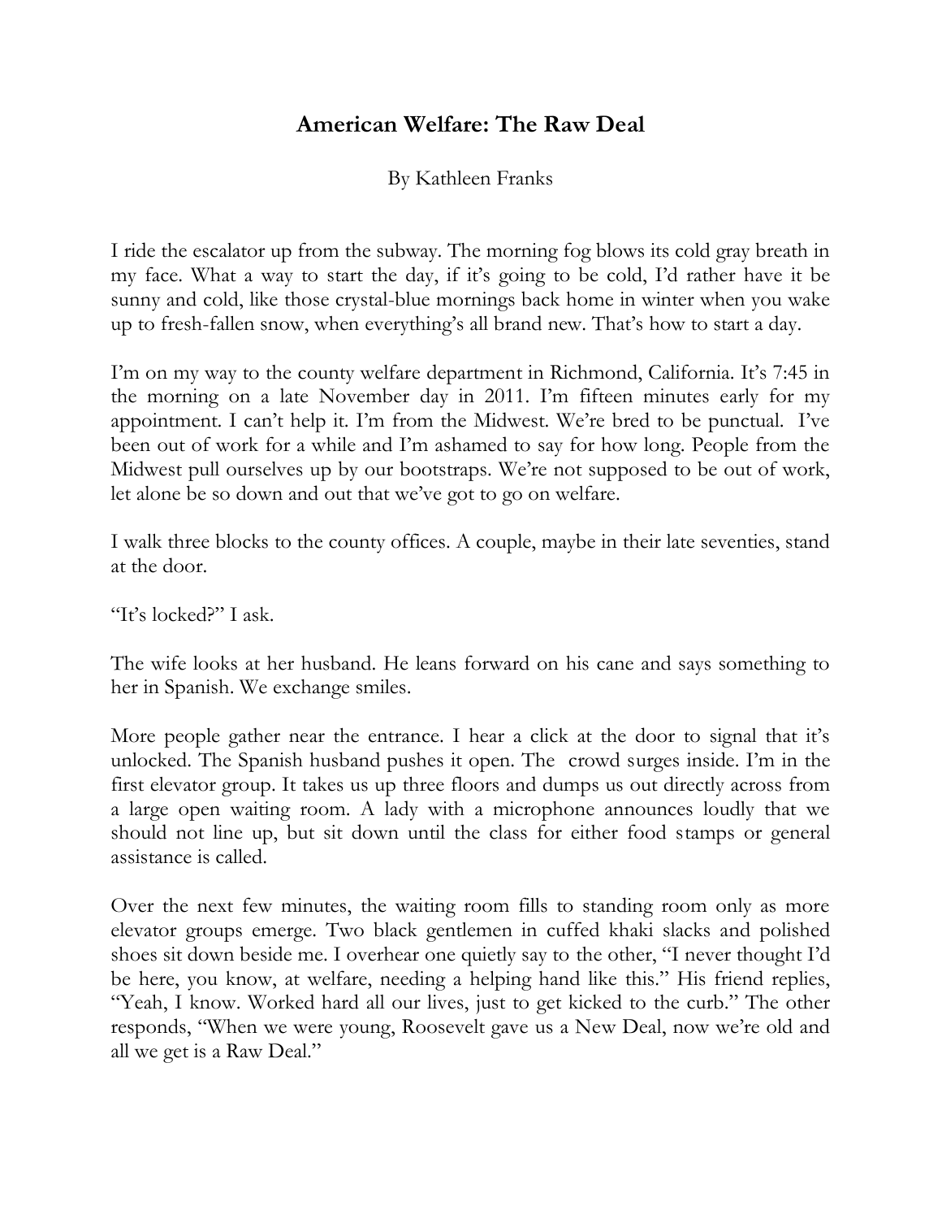# American Welfare: The Raw Deal

By Kathleen Franks

I ride the escalator up from the subway. The morning fog blows its cold gray breath in my face. What a way to start the day, if it's going to be cold, I'd rather have it be sunny and cold, like those crystal-blue mornings back home in winter when you wake up to fresh-fallen snow, when everything's all brand new. That's how to start a day.

I'm on my way to the county welfare department in Richmond, California. It's 7:45 in the morning on a late November day in 2011. I'm fifteen minutes early for my appointment. I can't help it. I'm from the Midwest. We're bred to be punctual. I've been out of work for a while and I'm ashamed to say for how long. People from the Midwest pull ourselves up by our bootstraps. We're not supposed to be out of work, let alone be so down and out that we've got to go on welfare.

I walk three blocks to the county offices. A couple, maybe in their late seventies, stand at the door.

"It's locked?" I ask.

The wife looks at her husband. He leans forward on his cane and says something to her in Spanish. We exchange smiles.

More people gather near the entrance. I hear a click at the door to signal that it's unlocked. The Spanish husband pushes it open. The crowd surges inside. I'm in the first elevator group. It takes us up three floors and dumps us out directly across from a large open waiting room. A lady with a microphone announces loudly that we should not line up, but sit down until the class for either food stamps or general assistance is called.

Over the next few minutes, the waiting room fills to standing room only as more elevator groups emerge. Two black gentlemen in cuffed khaki slacks and polished shoes sit down beside me. I overhear one quietly say to the other, "I never thought I'd be here, you know, at welfare, needing a helping hand like this." His friend replies, "Yeah, I know. Worked hard all our lives, just to get kicked to the curb." The other responds, "When we were young, Roosevelt gave us a New Deal, now we're old and all we get is a Raw Deal."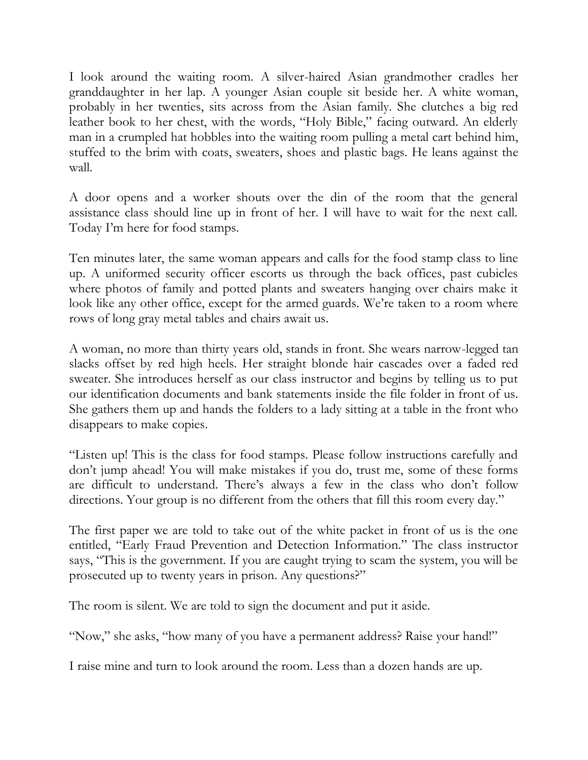I look around the waiting room. A silver-haired Asian grandmother cradles her granddaughter in her lap. A younger Asian couple sit beside her. A white woman, probably in her twenties, sits across from the Asian family. She clutches a big red leather book to her chest, with the words, "Holy Bible," facing outward. An elderly man in a crumpled hat hobbles into the waiting room pulling a metal cart behind him, stuffed to the brim with coats, sweaters, shoes and plastic bags. He leans against the wall.

A door opens and a worker shouts over the din of the room that the general assistance class should line up in front of her. I will have to wait for the next call. Today I'm here for food stamps.

Ten minutes later, the same woman appears and calls for the food stamp class to line up. A uniformed security officer escorts us through the back offices, past cubicles where photos of family and potted plants and sweaters hanging over chairs make it look like any other office, except for the armed guards. We're taken to a room where rows of long gray metal tables and chairs await us.

A woman, no more than thirty years old, stands in front. She wears narrow-legged tan slacks offset by red high heels. Her straight blonde hair cascades over a faded red sweater. She introduces herself as our class instructor and begins by telling us to put our identification documents and bank statements inside the file folder in front of us. She gathers them up and hands the folders to a lady sitting at a table in the front who disappears to make copies.

"Listen up! This is the class for food stamps. Please follow instructions carefully and don't jump ahead! You will make mistakes if you do, trust me, some of these forms are difficult to understand. There's always a few in the class who don't follow directions. Your group is no different from the others that fill this room every day."

The first paper we are told to take out of the white packet in front of us is the one entitled, "Early Fraud Prevention and Detection Information." The class instructor says, "This is the government. If you are caught trying to scam the system, you will be prosecuted up to twenty years in prison. Any questions?"

The room is silent. We are told to sign the document and put it aside.

"Now," she asks, "how many of you have a permanent address? Raise your hand!"

I raise mine and turn to look around the room. Less than a dozen hands are up.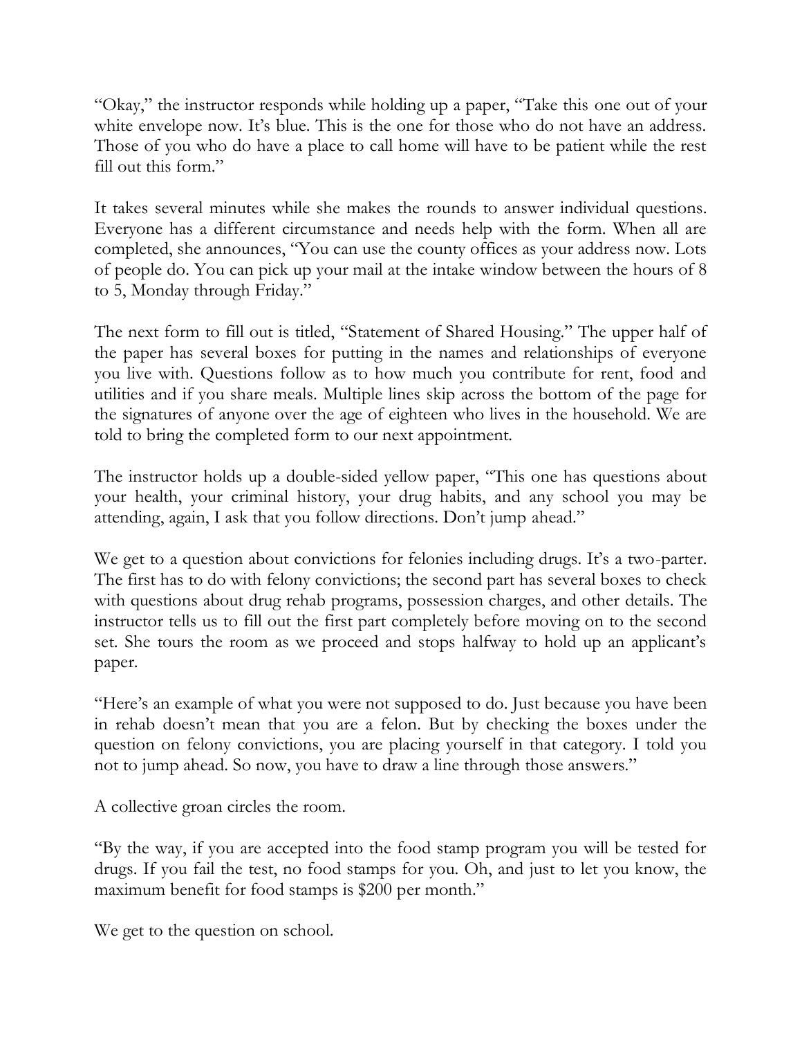"Okay," the instructor responds while holding up a paper, "Take this one out of your white envelope now. It's blue. This is the one for those who do not have an address. Those of you who do have a place to call home will have to be patient while the rest fill out this form."

It takes several minutes while she makes the rounds to answer individual questions. Everyone has a different circumstance and needs help with the form. When all are completed, she announces, "You can use the county offices as your address now. Lots of people do. You can pick up your mail at the intake window between the hours of 8 to 5, Monday through Friday."

The next form to fill out is titled, "Statement of Shared Housing." The upper half of the paper has several boxes for putting in the names and relationships of everyone you live with. Questions follow as to how much you contribute for rent, food and utilities and if you share meals. Multiple lines skip across the bottom of the page for the signatures of anyone over the age of eighteen who lives in the household. We are told to bring the completed form to our next appointment.

The instructor holds up a double-sided yellow paper, "This one has questions about your health, your criminal history, your drug habits, and any school you may be attending, again, I ask that you follow directions. Don't jump ahead."

We get to a question about convictions for felonies including drugs. It's a two-parter. The first has to do with felony convictions; the second part has several boxes to check with questions about drug rehab programs, possession charges, and other details. The instructor tells us to fill out the first part completely before moving on to the second set. She tours the room as we proceed and stops halfway to hold up an applicant's paper.

"Here's an example of what you were not supposed to do. Just because you have been in rehab doesn't mean that you are a felon. But by checking the boxes under the question on felony convictions, you are placing yourself in that category. I told you not to jump ahead. So now, you have to draw a line through those answers."

A collective groan circles the room.

"By the way, if you are accepted into the food stamp program you will be tested for drugs. If you fail the test, no food stamps for you. Oh, and just to let you know, the maximum benefit for food stamps is $200 per month."

We get to the question on school.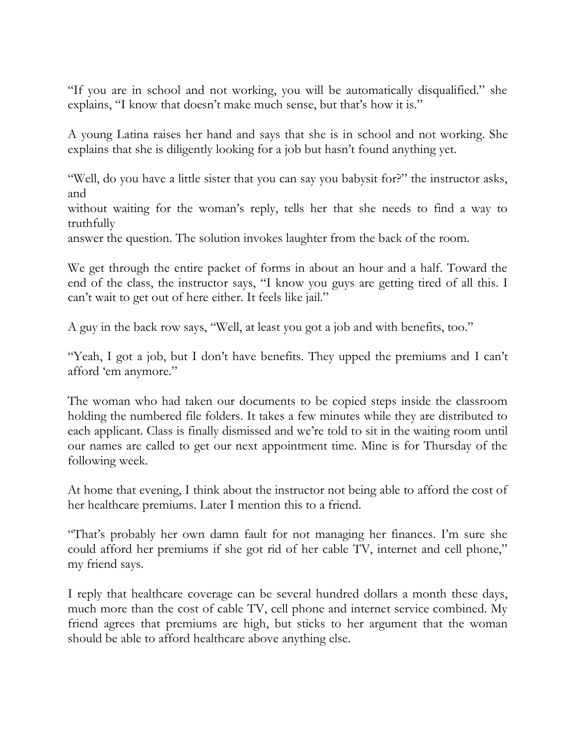"If you are in school and not working, you will be automatically disqualified." she explains, "I know that doesn't make much sense, but that's how it is."

A young Latina raises her hand and says that she is in school and not working. She explains that she is diligently looking for a job but hasn't found anything yet.

"Well, do you have a little sister that you can say you babysit for?" the instructor asks, and without waiting for the woman's reply, tells her that she needs to find a way to truthfully answer the question. The solution invokes laughter from the back of the room.

We get through the entire packet of forms in about an hour and a half. Toward the end of the class, the instructor says, "I know you guys are getting tired of all this. I can't wait to get out of here either. It feels like jail."

A guy in the back row says, "Well, at least you got a job and with benefits, too."

"Yeah, I got a job, but I don't have benefits. They upped the premiums and I can't afford 'em anymore."

The woman who had taken our documents to be copied steps inside the classroom holding the numbered file folders. It takes a few minutes while they are distributed to each applicant. Class is finally dismissed and we're told to sit in the waiting room until our names are called to get our next appointment time. Mine is for Thursday of the following week.

At home that evening, I think about the instructor not being able to afford the cost of her healthcare premiums. Later I mention this to a friend.

"That's probably her own damn fault for not managing her finances. I'm sure she could afford her premiums if she got rid of her cable TV, internet and cell phone," my friend says.

I reply that healthcare coverage can be several hundred dollars a month these days, much more than the cost of cable TV, cell phone and internet service combined. My friend agrees that premiums are high, but sticks to her argument that the woman should be able to afford healthcare above anything else.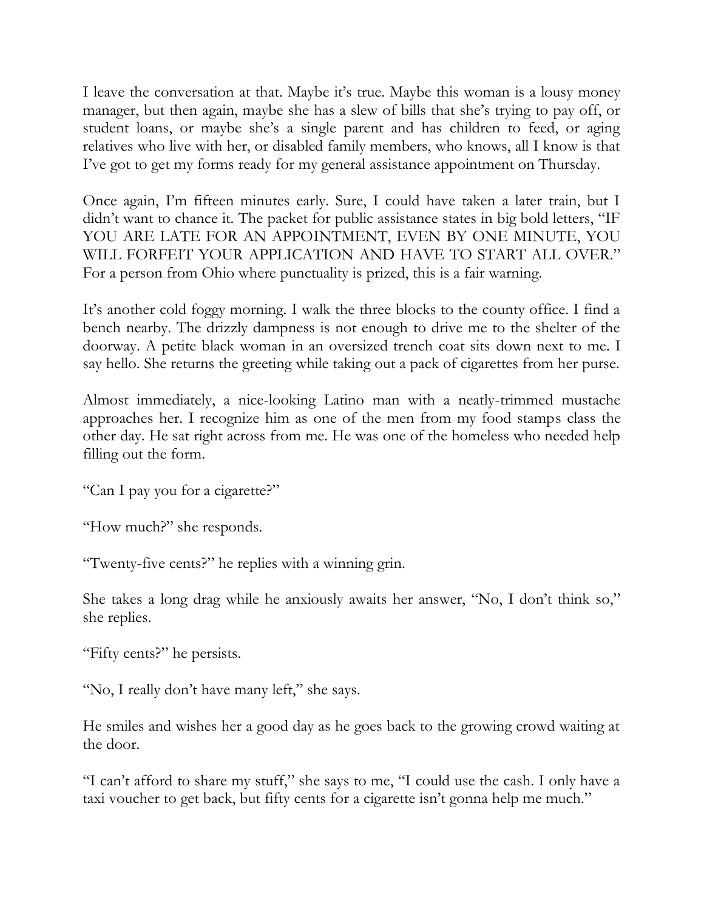I leave the conversation at that. Maybe it's true. Maybe this woman is a lousy money manager, but then again, maybe she has a slew of bills that she's trying to pay off, or student loans, or maybe she's a single parent and has children to feed, or aging relatives who live with her, or disabled family members, who knows, all I know is that I've got to get my forms ready for my general assistance appointment on Thursday.

Once again, I'm fifteen minutes early. Sure, I could have taken a later train, but I didn't want to chance it. The packet for public assistance states in big bold letters, "IF YOU ARE LATE FOR AN APPOINTMENT, EVEN BY ONE MINUTE, YOU WILL FORFEIT YOUR APPLICATION AND HAVE TO START ALL OVER." For a person from Ohio where punctuality is prized, this is a fair warning.

It's another cold foggy morning. I walk the three blocks to the county office. I find a bench nearby. The drizzly dampness is not enough to drive me to the shelter of the doorway. A petite black woman in an oversized trench coat sits down next to me. I say hello. She returns the greeting while taking out a pack of cigarettes from her purse.

Almost immediately, a nice-looking Latino man with a neatly-trimmed mustache approaches her. I recognize him as one of the men from my food stamps class the other day. He sat right across from me. He was one of the homeless who needed help filling out the form.

"Can I pay you for a cigarette?"

"How much?" she responds.

"Twenty-five cents?" he replies with a winning grin.

She takes a long drag while he anxiously awaits her answer, "No, I don't think so," she replies.

"Fifty cents?" he persists.

"No, I really don't have many left," she says.

He smiles and wishes her a good day as he goes back to the growing crowd waiting at the door.

"I can't afford to share my stuff," she says to me, "I could use the cash. I only have a taxi voucher to get back, but fifty cents for a cigarette isn't gonna help me much."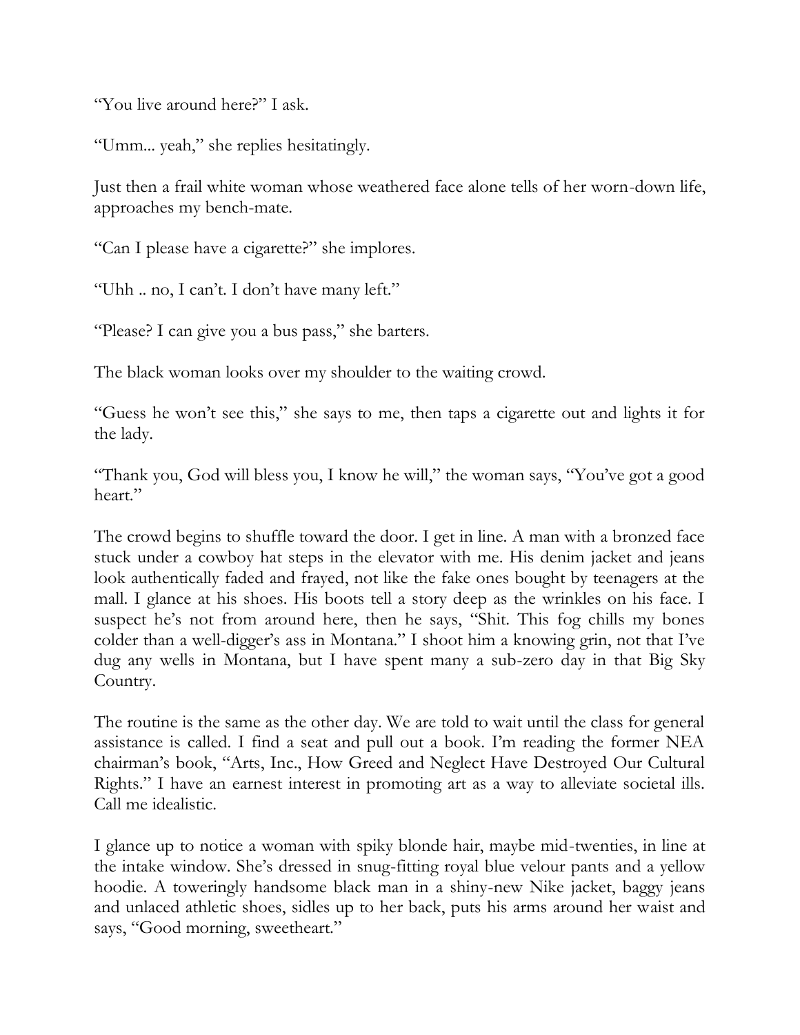"You live around here?" I ask.

"Umm... yeah," she replies hesitatingly.

Just then a frail white woman whose weathered face alone tells of her worn-down life, approaches my bench-mate.

"Can I please have a cigarette?" she implores.

"Uhh .. no, I can't. I don't have many left."

"Please? I can give you a bus pass," she barters.

The black woman looks over my shoulder to the waiting crowd.

"Guess he won't see this," she says to me, then taps a cigarette out and lights it for the lady.

"Thank you, God will bless you, I know he will," the woman says, "You've got a good heart."

The crowd begins to shuffle toward the door. I get in line. A man with a bronzed face stuck under a cowboy hat steps in the elevator with me. His denim jacket and jeans look authentically faded and frayed, not like the fake ones bought by teenagers at the mall. I glance at his shoes. His boots tell a story deep as the wrinkles on his face. I suspect he's not from around here, then he says, "Shit. This fog chills my bones colder than a well-digger's ass in Montana." I shoot him a knowing grin, not that I've dug any wells in Montana, but I have spent many a sub-zero day in that Big Sky Country.

The routine is the same as the other day. We are told to wait until the class for general assistance is called. I find a seat and pull out a book. I'm reading the former NEA chairman's book, "Arts, Inc., How Greed and Neglect Have Destroyed Our Cultural Rights." I have an earnest interest in promoting art as a way to alleviate societal ills. Call me idealistic.

I glance up to notice a woman with spiky blonde hair, maybe mid-twenties, in line at the intake window. She's dressed in snug-fitting royal blue velour pants and a yellow hoodie. A toweringly handsome black man in a shiny-new Nike jacket, baggy jeans and unlaced athletic shoes, sidles up to her back, puts his arms around her waist and says, "Good morning, sweetheart."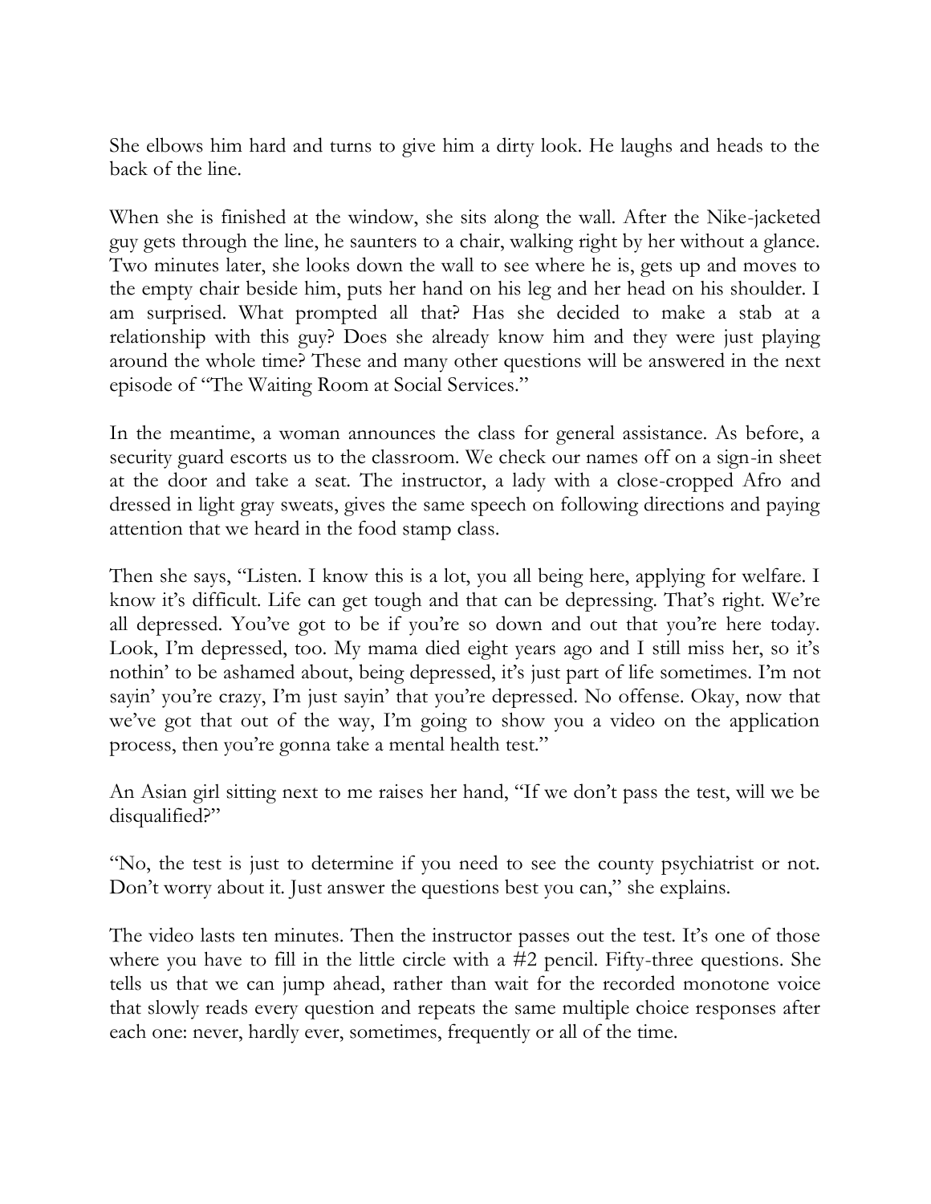She elbows him hard and turns to give him a dirty look. He laughs and heads to the back of the line.

When she is finished at the window, she sits along the wall. After the Nike-jacketed guy gets through the line, he saunters to a chair, walking right by her without a glance. Two minutes later, she looks down the wall to see where he is, gets up and moves to the empty chair beside him, puts her hand on his leg and her head on his shoulder. I am surprised. What prompted all that? Has she decided to make a stab at a relationship with this guy? Does she already know him and they were just playing around the whole time? These and many other questions will be answered in the next episode of "The Waiting Room at Social Services."

In the meantime, a woman announces the class for general assistance. As before, a security guard escorts us to the classroom. We check our names off on a sign-in sheet at the door and take a seat. The instructor, a lady with a close-cropped Afro and dressed in light gray sweats, gives the same speech on following directions and paying attention that we heard in the food stamp class.

Then she says, "Listen. I know this is a lot, you all being here, applying for welfare. I know it's difficult. Life can get tough and that can be depressing. That's right. We're all depressed. You've got to be if you're so down and out that you're here today. Look, I'm depressed, too. My mama died eight years ago and I still miss her, so it's nothin' to be ashamed about, being depressed, it's just part of life sometimes. I'm not sayin' you're crazy, I'm just sayin' that you're depressed. No offense. Okay, now that we've got that out of the way, I'm going to show you a video on the application process, then you're gonna take a mental health test."

An Asian girl sitting next to me raises her hand, "If we don't pass the test, will we be disqualified?"

"No, the test is just to determine if you need to see the county psychiatrist or not. Don't worry about it. Just answer the questions best you can," she explains.

The video lasts ten minutes. Then the instructor passes out the test. It's one of those where you have to fill in the little circle with a #2 pencil. Fifty-three questions. She tells us that we can jump ahead, rather than wait for the recorded monotone voice that slowly reads every question and repeats the same multiple choice responses after each one: never, hardly ever, sometimes, frequently or all of the time.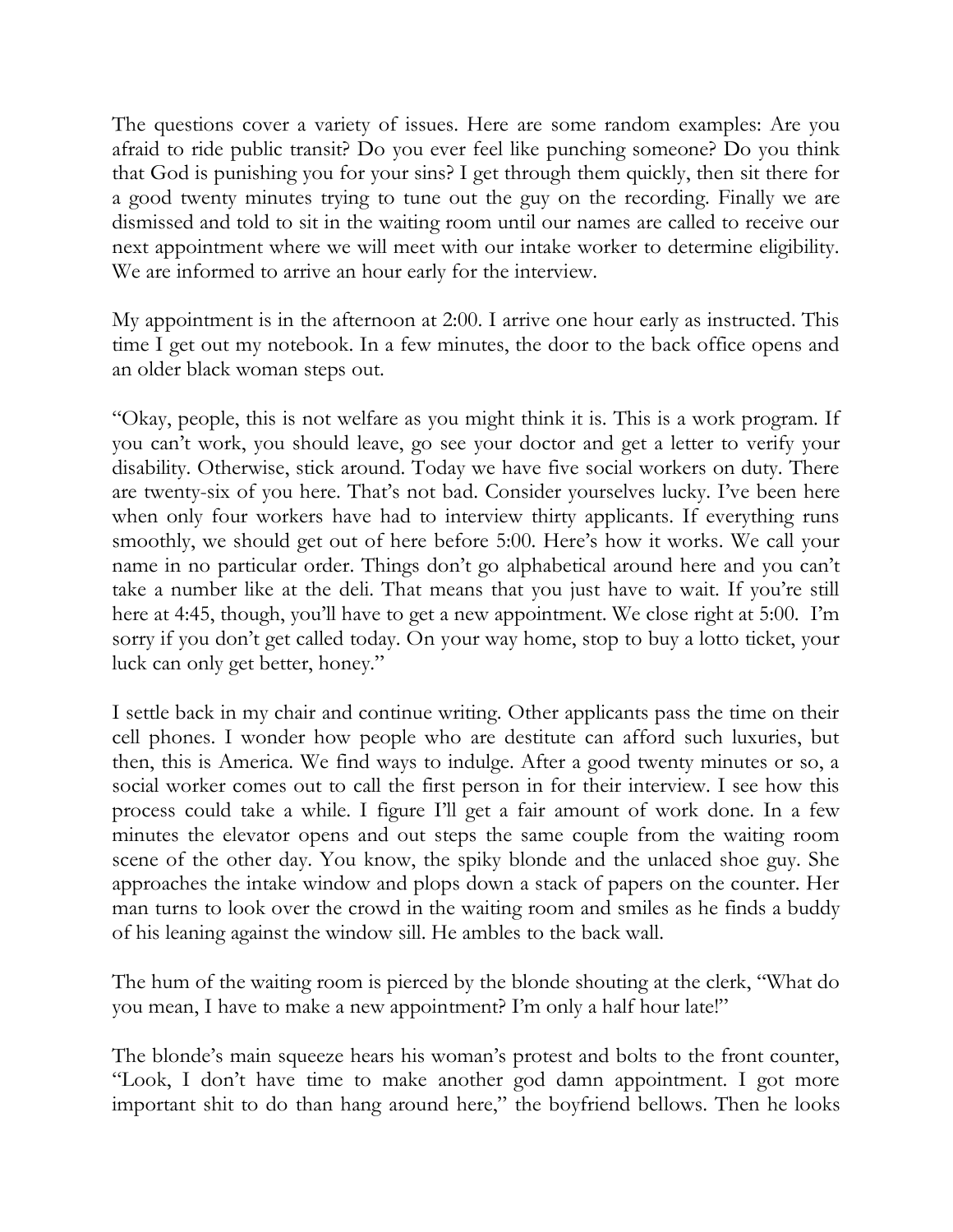The questions cover a variety of issues. Here are some random examples: Are you afraid to ride public transit? Do you ever feel like punching someone? Do you think that God is punishing you for your sins? I get through them quickly, then sit there for a good twenty minutes trying to tune out the guy on the recording. Finally we are dismissed and told to sit in the waiting room until our names are called to receive our next appointment where we will meet with our intake worker to determine eligibility. We are informed to arrive an hour early for the interview.

My appointment is in the afternoon at 2:00. I arrive one hour early as instructed. This time I get out my notebook. In a few minutes, the door to the back office opens and an older black woman steps out.

"Okay, people, this is not welfare as you might think it is. This is a work program. If you can't work, you should leave, go see your doctor and get a letter to verify your disability. Otherwise, stick around. Today we have five social workers on duty. There are twenty-six of you here. That's not bad. Consider yourselves lucky. I've been here when only four workers have had to interview thirty applicants. If everything runs smoothly, we should get out of here before 5:00. Here's how it works. We call your name in no particular order. Things don't go alphabetical around here and you can't take a number like at the deli. That means that you just have to wait. If you're still here at 4:45, though, you'll have to get a new appointment. We close right at 5:00. I'm sorry if you don't get called today. On your way home, stop to buy a lotto ticket, your luck can only get better, honey."

I settle back in my chair and continue writing. Other applicants pass the time on their cell phones. I wonder how people who are destitute can afford such luxuries, but then, this is America. We find ways to indulge. After a good twenty minutes or so, a social worker comes out to call the first person in for their interview. I see how this process could take a while. I figure I'll get a fair amount of work done. In a few minutes the elevator opens and out steps the same couple from the waiting room scene of the other day. You know, the spiky blonde and the unlaced shoe guy. She approaches the intake window and plops down a stack of papers on the counter. Her man turns to look over the crowd in the waiting room and smiles as he finds a buddy of his leaning against the window sill. He ambles to the back wall.

The hum of the waiting room is pierced by the blonde shouting at the clerk, "What do you mean, I have to make a new appointment? I'm only a half hour late!"

The blonde's main squeeze hears his woman's protest and bolts to the front counter, "Look, I don't have time to make another god damn appointment. I got more important shit to do than hang around here," the boyfriend bellows. Then he looks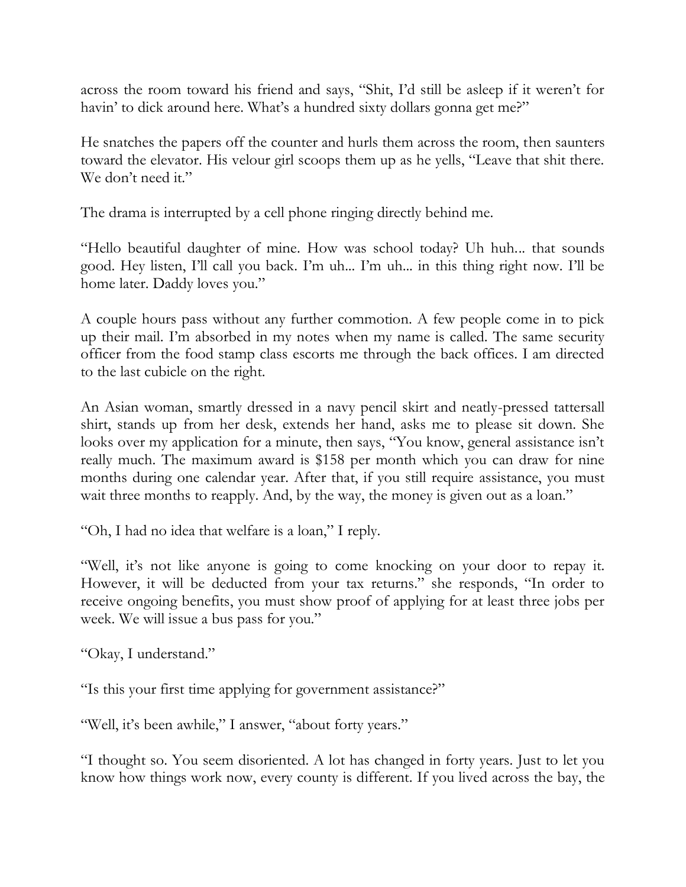across the room toward his friend and says, "Shit, I'd still be asleep if it weren't for havin' to dick around here. What's a hundred sixty dollars gonna get me?"

He snatches the papers off the counter and hurls them across the room, then saunters toward the elevator. His velour girl scoops them up as he yells, "Leave that shit there. We don't need it."

The drama is interrupted by a cell phone ringing directly behind me.

"Hello beautiful daughter of mine. How was school today? Uh huh... that sounds good. Hey listen, I'll call you back. I'm uh... I'm uh... in this thing right now. I'll be home later. Daddy loves you."

A couple hours pass without any further commotion. A few people come in to pick up their mail. I'm absorbed in my notes when my name is called. The same security officer from the food stamp class escorts me through the back offices. I am directed to the last cubicle on the right.

An Asian woman, smartly dressed in a navy pencil skirt and neatly-pressed tattersall shirt, stands up from her desk, extends her hand, asks me to please sit down. She looks over my application for a minute, then says, "You know, general assistance isn't really much. The maximum award is $158 per month which you can draw for nine months during one calendar year. After that, if you still require assistance, you must wait three months to reapply. And, by the way, the money is given out as a loan."

"Oh, I had no idea that welfare is a loan," I reply.

"Well, it's not like anyone is going to come knocking on your door to repay it. However, it will be deducted from your tax returns." she responds, "In order to receive ongoing benefits, you must show proof of applying for at least three jobs per week. We will issue a bus pass for you."

"Okay, I understand."

"Is this your first time applying for government assistance?"

"Well, it's been awhile," I answer, "about forty years."

"I thought so. You seem disoriented. A lot has changed in forty years. Just to let you know how things work now, every county is different. If you lived across the bay, the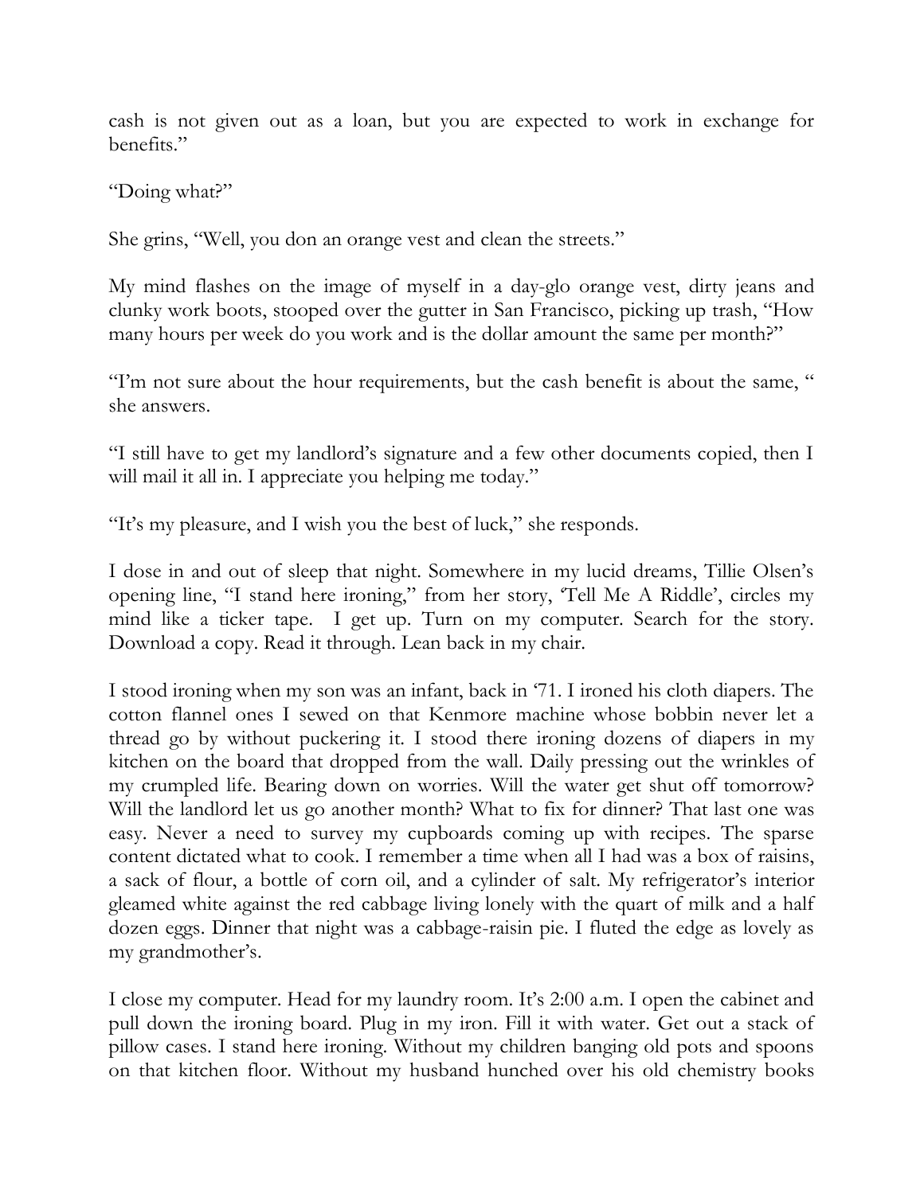cash is not given out as a loan, but you are expected to work in exchange for benefits."

"Doing what?"

She grins, "Well, you don an orange vest and clean the streets."

My mind flashes on the image of myself in a day-glo orange vest, dirty jeans and clunky work boots, stooped over the gutter in San Francisco, picking up trash, "How many hours per week do you work and is the dollar amount the same per month?"

"I'm not sure about the hour requirements, but the cash benefit is about the same, " she answers.

"I still have to get my landlord's signature and a few other documents copied, then I will mail it all in. I appreciate you helping me today."

"It's my pleasure, and I wish you the best of luck," she responds.

I dose in and out of sleep that night. Somewhere in my lucid dreams, Tillie Olsen's opening line, "I stand here ironing," from her story, 'Tell Me A Riddle', circles my mind like a ticker tape. I get up. Turn on my computer. Search for the story. Download a copy. Read it through. Lean back in my chair.

I stood ironing when my son was an infant, back in '71. I ironed his cloth diapers. The cotton flannel ones I sewed on that Kenmore machine whose bobbin never let a thread go by without puckering it. I stood there ironing dozens of diapers in my kitchen on the board that dropped from the wall. Daily pressing out the wrinkles of my crumpled life. Bearing down on worries. Will the water get shut off tomorrow? Will the landlord let us go another month? What to fix for dinner? That last one was easy. Never a need to survey my cupboards coming up with recipes. The sparse content dictated what to cook. I remember a time when all I had was a box of raisins, a sack of flour, a bottle of corn oil, and a cylinder of salt. My refrigerator's interior gleamed white against the red cabbage living lonely with the quart of milk and a half dozen eggs. Dinner that night was a cabbage-raisin pie. I fluted the edge as lovely as my grandmother's.

I close my computer. Head for my laundry room. It's 2:00 a.m. I open the cabinet and pull down the ironing board. Plug in my iron. Fill it with water. Get out a stack of pillow cases. I stand here ironing. Without my children banging old pots and spoons on that kitchen floor. Without my husband hunched over his old chemistry books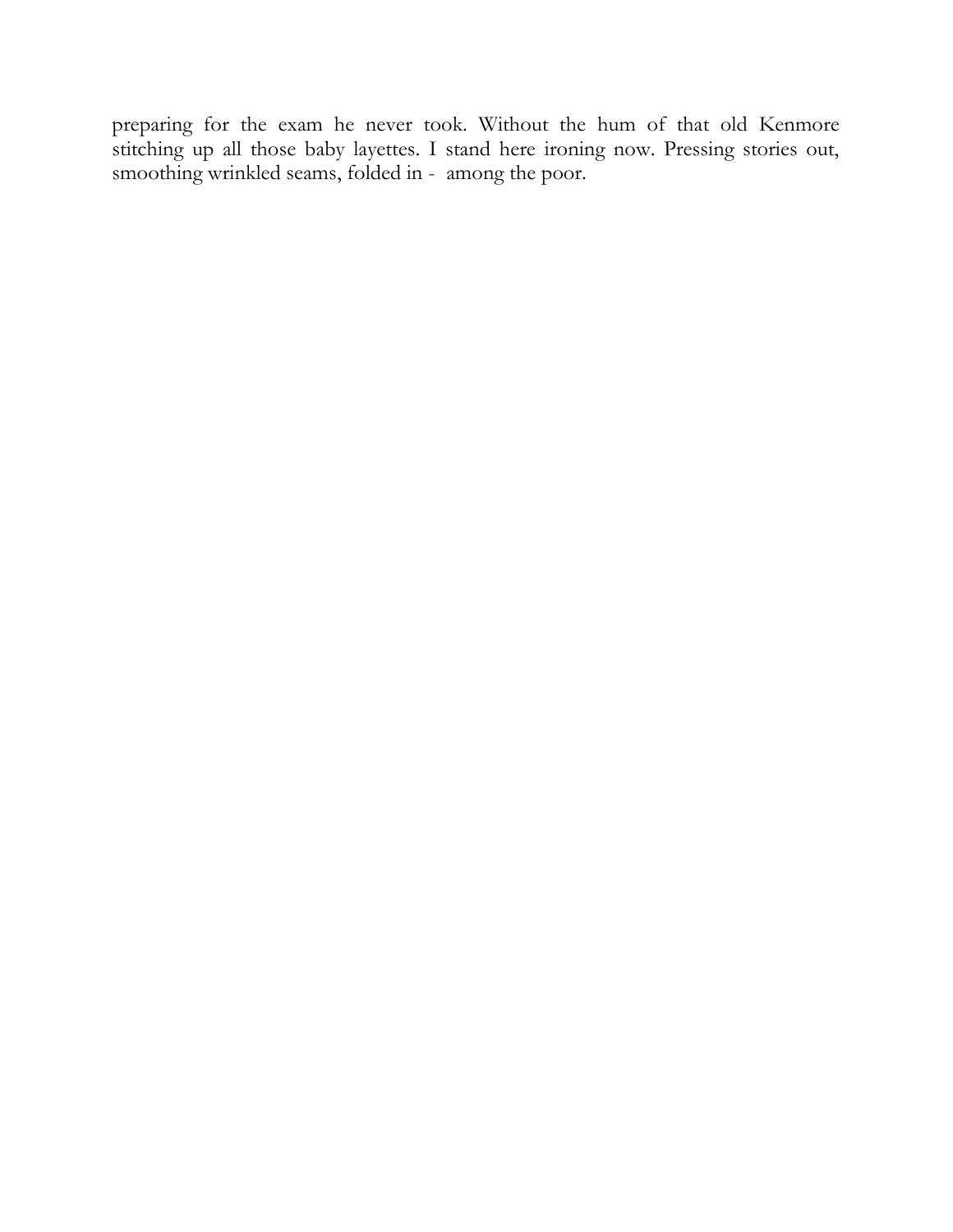preparing for the exam he never took. Without the hum of that old Kenmore stitching up all those baby layettes. I stand here ironing now. Pressing stories out, smoothing wrinkled seams, folded in - among the poor.